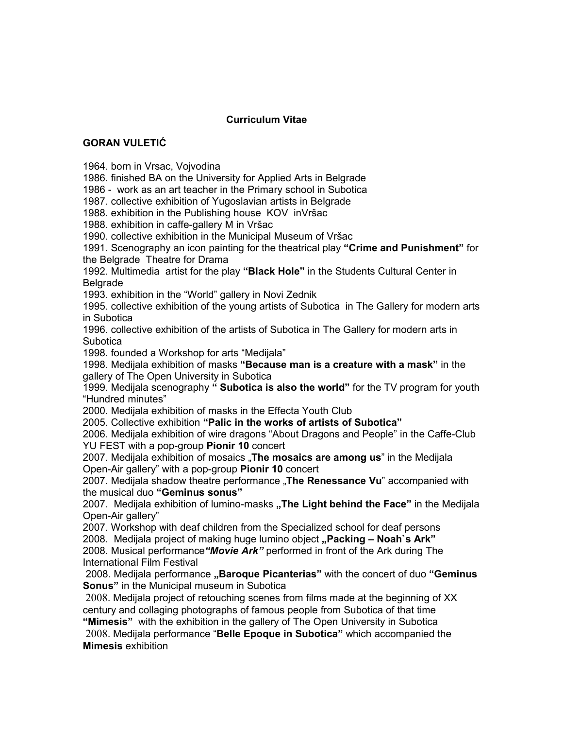**Curriculum Vitae**

**GORAN VULETIĆ**

1964. born in Vrsac, Vojvodina
1986. finished BA on the University for Applied Arts in Belgrade
1986 - work as an art teacher in the Primary school in Subotica
1987. collective exhibition of Yugoslavian artists in Belgrade
1988. exhibition in the Publishing house KOV inVršac
1988. exhibition in caffe-gallery M in Vršac
1990. collective exhibition in the Municipal Museum of Vršac
1991. Scenography an icon painting for the theatrical play **"Crime and Punishment"** for the Belgrade Theatre for Drama
1992. Multimedia artist for the play **"Black Hole"** in the Students Cultural Center in Belgrade
1993. exhibition in the "World" gallery in Novi Zednik
1995. collective exhibition of the young artists of Subotica in The Gallery for modern arts in Subotica
1996. collective exhibition of the artists of Subotica in The Gallery for modern arts in Subotica
1998. founded a Workshop for arts "Medijala"
1998. Medijala exhibition of masks **"Because man is a creature with a mask"** in the gallery of The Open University in Subotica
1999. Medijala scenography **" Subotica is also the world"** for the TV program for youth "Hundred minutes"
2000. Medijala exhibition of masks in the Effecta Youth Club
2005. Collective exhibition **"Palic in the works of artists of Subotica"**
2006. Medijala exhibition of wire dragons "About Dragons and People" in the Caffe-Club YU FEST with a pop-group **Pionir 10** concert
2007. Medijala exhibition of mosaics „**The mosaics are among us**" in the Medijala Open-Air gallery" with a pop-group **Pionir 10** concert
2007. Medijala shadow theatre performance „**The Renessance Vu**" accompanied with the musical duo **"Geminus sonus"**
2007. Medijala exhibition of lumino-masks **„The Light behind the Face"** in the Medijala Open-Air gallery"
2007. Workshop with deaf children from the Specialized school for deaf persons
2008. Medijala project of making huge lumino object **„Packing – Noah`s Ark"**
2008. Musical performance***"Movie Ark"*** performed in front of the Ark during The International Film Festival
2008. Medijala performance **„Baroque Picanterias"** with the concert of duo **"Geminus Sonus"** in the Municipal museum in Subotica
2008. Medijala project of retouching scenes from films made at the beginning of XX century and collaging photographs of famous people from Subotica of that time **"Mimesis"** with the exhibition in the gallery of The Open University in Subotica
2008. Medijala performance "**Belle Epoque in Subotica"** which accompanied the **Mimesis** exhibition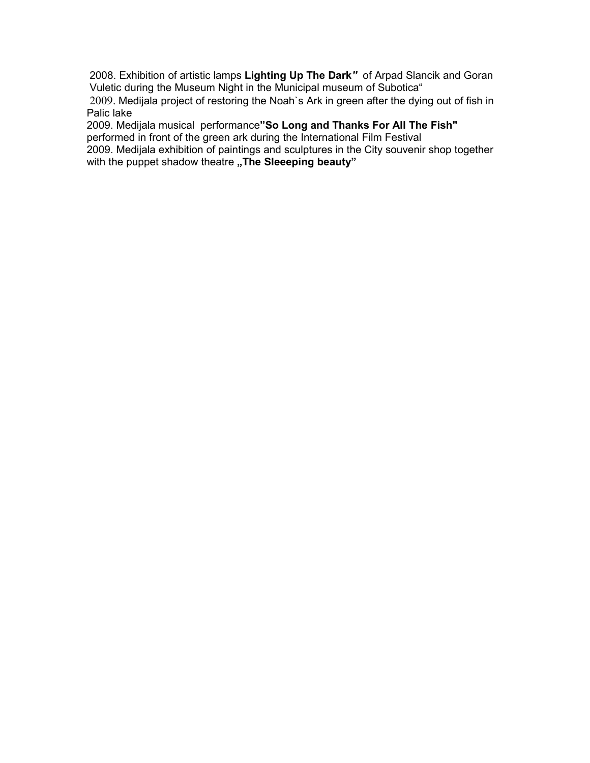2008. Exhibition of artistic lamps **Lighting Up The Dark"** of Arpad Slancik and Goran Vuletic during the Museum Night in the Municipal museum of Subotica"

2009. Medijala project of restoring the Noah`s Ark in green after the dying out of fish in Palic lake

2009. Medijala musical performance**"So Long and Thanks For All The Fish"** performed in front of the green ark during the International Film Festival

2009. Medijala exhibition of paintings and sculptures in the City souvenir shop together with the puppet shadow theatre **„The Sleeeping beauty"**